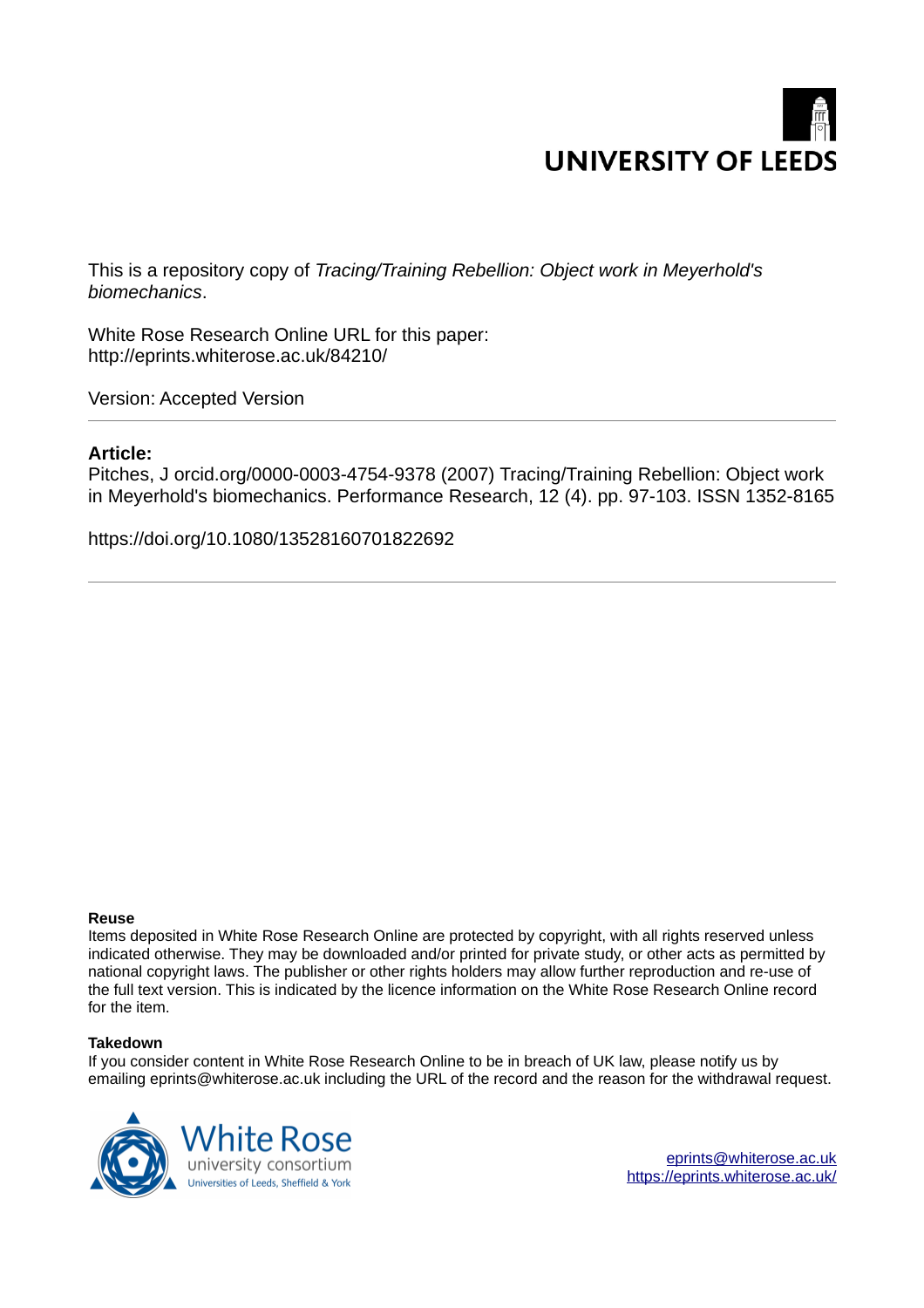UNIVERSITY OF LEEDS

This is a repository copy of *Tracing/Training Rebellion: Object work in Meyerhold's biomechanics*.

White Rose Research Online URL for this paper:
http://eprints.whiterose.ac.uk/84210/

Version: Accepted Version

---

**Article:**

Pitches, J orcid.org/0000-0003-4754-9378 (2007) Tracing/Training Rebellion: Object work in Meyerhold's biomechanics. Performance Research, 12 (4). pp. 97-103. ISSN 1352-8165

https://doi.org/10.1080/13528160701822692

---

**Reuse**

Items deposited in White Rose Research Online are protected by copyright, with all rights reserved unless indicated otherwise. They may be downloaded and/or printed for private study, or other acts as permitted by national copyright laws. The publisher or other rights holders may allow further reproduction and re-use of the full text version. This is indicated by the licence information on the White Rose Research Online record for the item.

**Takedown**

If you consider content in White Rose Research Online to be in breach of UK law, please notify us by emailing eprints@whiterose.ac.uk including the URL of the record and the reason for the withdrawal request.

White Rose university consortium
Universities of Leeds, Sheffield & York

eprints@whiterose.ac.uk
https://eprints.whiterose.ac.uk/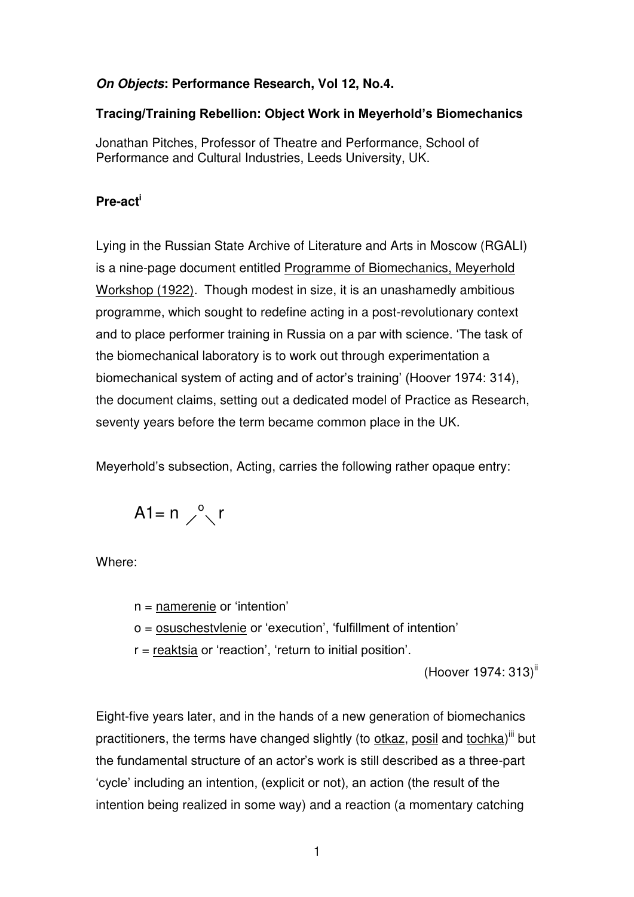***On Objects*: Performance Research, Vol 12, No.4.**

**Tracing/Training Rebellion: Object Work in Meyerhold's Biomechanics**

Jonathan Pitches, Professor of Theatre and Performance, School of Performance and Cultural Industries, Leeds University, UK.

## Pre-act[i]

Lying in the Russian State Archive of Literature and Arts in Moscow (RGALI) is a nine-page document entitled Programme of Biomechanics, Meyerhold Workshop (1922). Though modest in size, it is an unashamedly ambitious programme, which sought to redefine acting in a post-revolutionary context and to place performer training in Russia on a par with science. 'The task of the biomechanical laboratory is to work out through experimentation a biomechanical system of acting and of actor's training' (Hoover 1974: 314), the document claims, setting out a dedicated model of Practice as Research, seventy years before the term became common place in the UK.

Meyerhold's subsection, Acting, carries the following rather opaque entry:

$$A1 = n \diagup^{o} \diagdown r$$

Where:

n = namerenie or 'intention'
o = osuschestvlenie or 'execution', 'fulfillment of intention'
r = reaktsia or 'reaction', 'return to initial position'.

(Hoover 1974: 313)[ii]

Eight-five years later, and in the hands of a new generation of biomechanics practitioners, the terms have changed slightly (to otkaz, posil and tochka)[iii] but the fundamental structure of an actor's work is still described as a three-part 'cycle' including an intention, (explicit or not), an action (the result of the intention being realized in some way) and a reaction (a momentary catching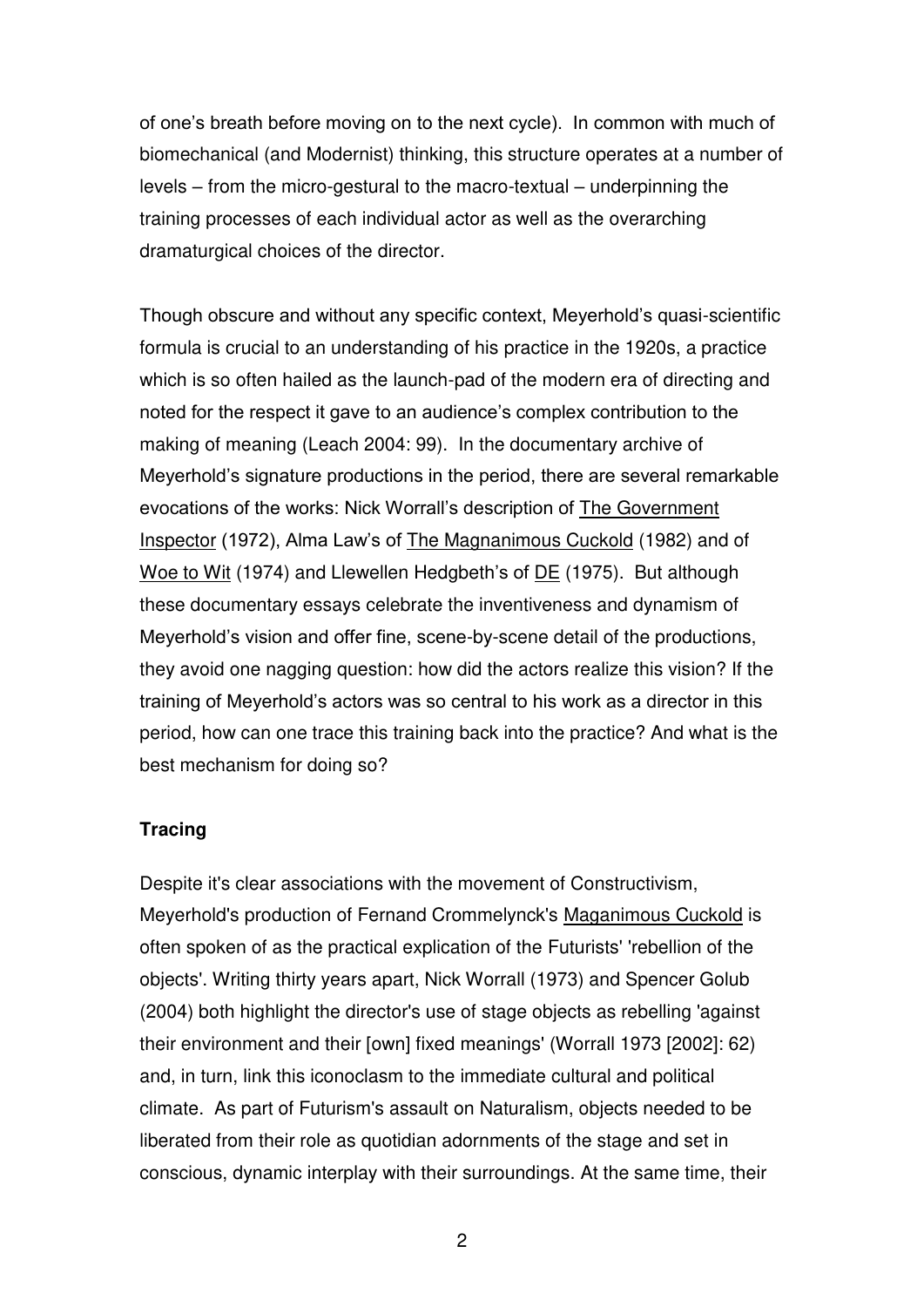of one's breath before moving on to the next cycle). In common with much of biomechanical (and Modernist) thinking, this structure operates at a number of levels – from the micro-gestural to the macro-textual – underpinning the training processes of each individual actor as well as the overarching dramaturgical choices of the director.

Though obscure and without any specific context, Meyerhold's quasi-scientific formula is crucial to an understanding of his practice in the 1920s, a practice which is so often hailed as the launch-pad of the modern era of directing and noted for the respect it gave to an audience's complex contribution to the making of meaning (Leach 2004: 99). In the documentary archive of Meyerhold's signature productions in the period, there are several remarkable evocations of the works: Nick Worrall's description of The Government Inspector (1972), Alma Law's of The Magnanimous Cuckold (1982) and of Woe to Wit (1974) and Llewellen Hedgbeth's of DE (1975). But although these documentary essays celebrate the inventiveness and dynamism of Meyerhold's vision and offer fine, scene-by-scene detail of the productions, they avoid one nagging question: how did the actors realize this vision? If the training of Meyerhold's actors was so central to his work as a director in this period, how can one trace this training back into the practice? And what is the best mechanism for doing so?

**Tracing**

Despite it's clear associations with the movement of Constructivism, Meyerhold's production of Fernand Crommelynck's Maganimous Cuckold is often spoken of as the practical explication of the Futurists' 'rebellion of the objects'. Writing thirty years apart, Nick Worrall (1973) and Spencer Golub (2004) both highlight the director's use of stage objects as rebelling 'against their environment and their [own] fixed meanings' (Worrall 1973 [2002]: 62) and, in turn, link this iconoclasm to the immediate cultural and political climate. As part of Futurism's assault on Naturalism, objects needed to be liberated from their role as quotidian adornments of the stage and set in conscious, dynamic interplay with their surroundings. At the same time, their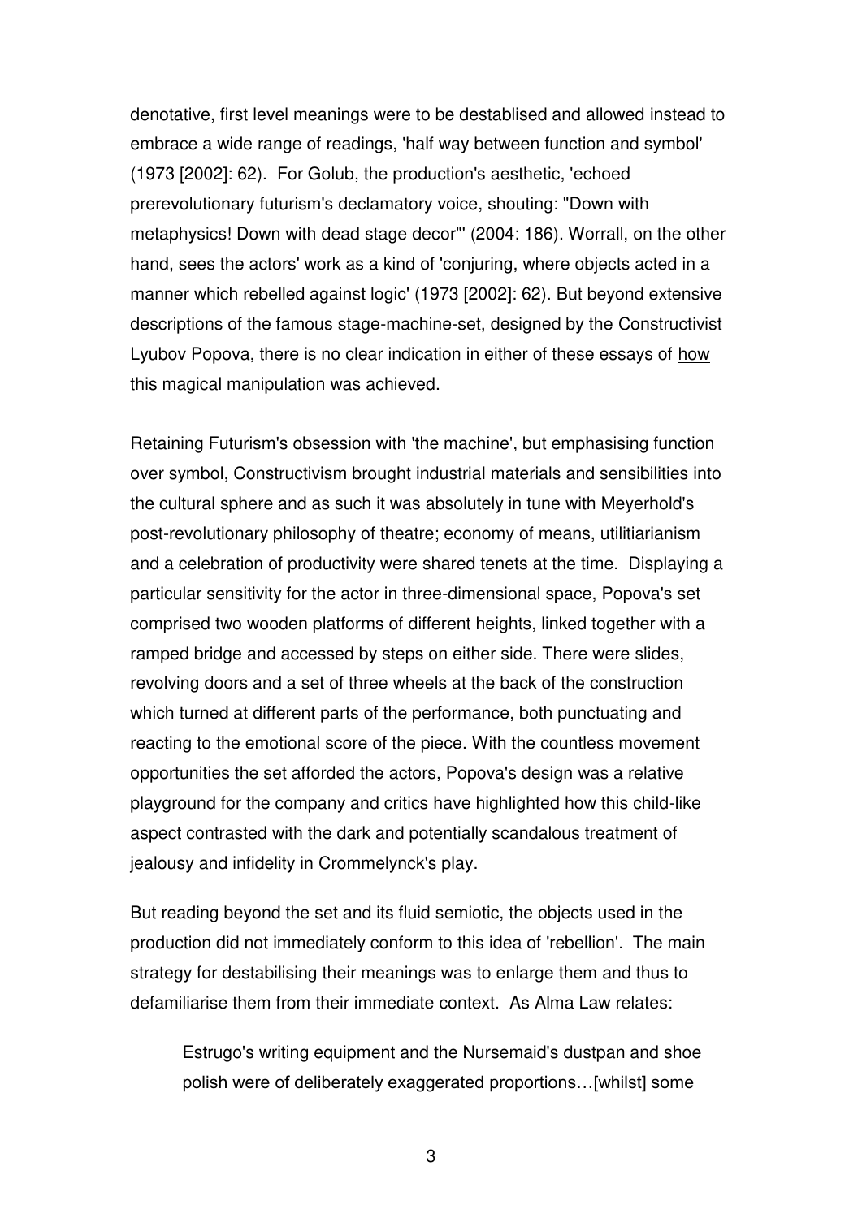denotative, first level meanings were to be destablised and allowed instead to embrace a wide range of readings, 'half way between function and symbol' (1973 [2002]: 62). For Golub, the production's aesthetic, 'echoed prerevolutionary futurism's declamatory voice, shouting: "Down with metaphysics! Down with dead stage decor"' (2004: 186). Worrall, on the other hand, sees the actors' work as a kind of 'conjuring, where objects acted in a manner which rebelled against logic' (1973 [2002]: 62). But beyond extensive descriptions of the famous stage-machine-set, designed by the Constructivist Lyubov Popova, there is no clear indication in either of these essays of <u>how</u> this magical manipulation was achieved.

Retaining Futurism's obsession with 'the machine', but emphasising function over symbol, Constructivism brought industrial materials and sensibilities into the cultural sphere and as such it was absolutely in tune with Meyerhold's post-revolutionary philosophy of theatre; economy of means, utilitiarianism and a celebration of productivity were shared tenets at the time. Displaying a particular sensitivity for the actor in three-dimensional space, Popova's set comprised two wooden platforms of different heights, linked together with a ramped bridge and accessed by steps on either side. There were slides, revolving doors and a set of three wheels at the back of the construction which turned at different parts of the performance, both punctuating and reacting to the emotional score of the piece. With the countless movement opportunities the set afforded the actors, Popova's design was a relative playground for the company and critics have highlighted how this child-like aspect contrasted with the dark and potentially scandalous treatment of jealousy and infidelity in Crommelynck's play.

But reading beyond the set and its fluid semiotic, the objects used in the production did not immediately conform to this idea of 'rebellion'. The main strategy for destabilising their meanings was to enlarge them and thus to defamiliarise them from their immediate context. As Alma Law relates:

> Estrugo's writing equipment and the Nursemaid's dustpan and shoe polish were of deliberately exaggerated proportions…[whilst] some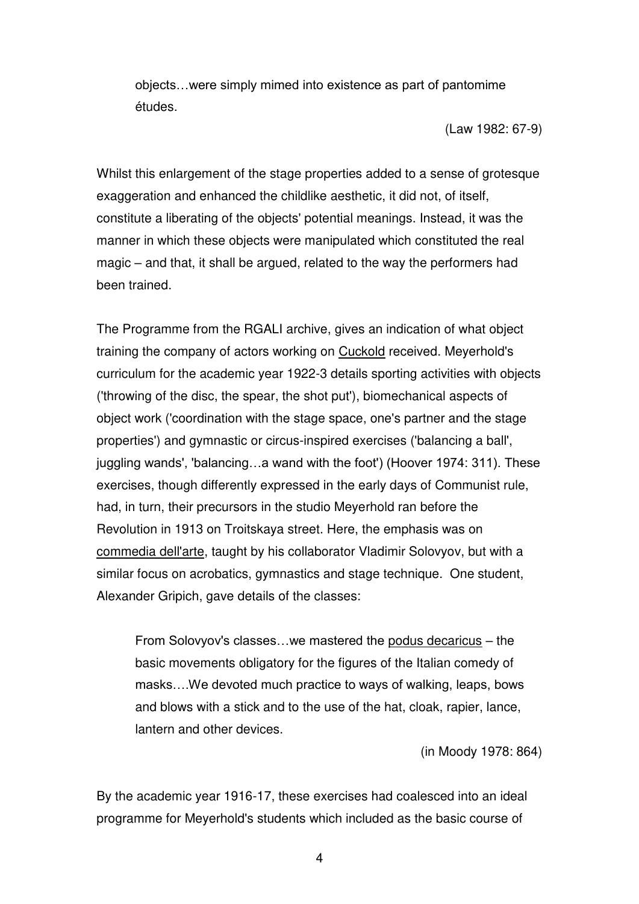> objects…were simply mimed into existence as part of pantomime études.
>
> (Law 1982: 67-9)

Whilst this enlargement of the stage properties added to a sense of grotesque exaggeration and enhanced the childlike aesthetic, it did not, of itself, constitute a liberating of the objects' potential meanings. Instead, it was the manner in which these objects were manipulated which constituted the real magic – and that, it shall be argued, related to the way the performers had been trained.

The Programme from the RGALI archive, gives an indication of what object training the company of actors working on Cuckold received. Meyerhold's curriculum for the academic year 1922-3 details sporting activities with objects ('throwing of the disc, the spear, the shot put'), biomechanical aspects of object work ('coordination with the stage space, one's partner and the stage properties') and gymnastic or circus-inspired exercises ('balancing a ball', juggling wands', 'balancing…a wand with the foot') (Hoover 1974: 311). These exercises, though differently expressed in the early days of Communist rule, had, in turn, their precursors in the studio Meyerhold ran before the Revolution in 1913 on Troitskaya street. Here, the emphasis was on commedia dell'arte, taught by his collaborator Vladimir Solovyov, but with a similar focus on acrobatics, gymnastics and stage technique. One student, Alexander Gripich, gave details of the classes:

> From Solovyov's classes…we mastered the podus decaricus – the basic movements obligatory for the figures of the Italian comedy of masks….We devoted much practice to ways of walking, leaps, bows and blows with a stick and to the use of the hat, cloak, rapier, lance, lantern and other devices.
>
> (in Moody 1978: 864)

By the academic year 1916-17, these exercises had coalesced into an ideal programme for Meyerhold's students which included as the basic course of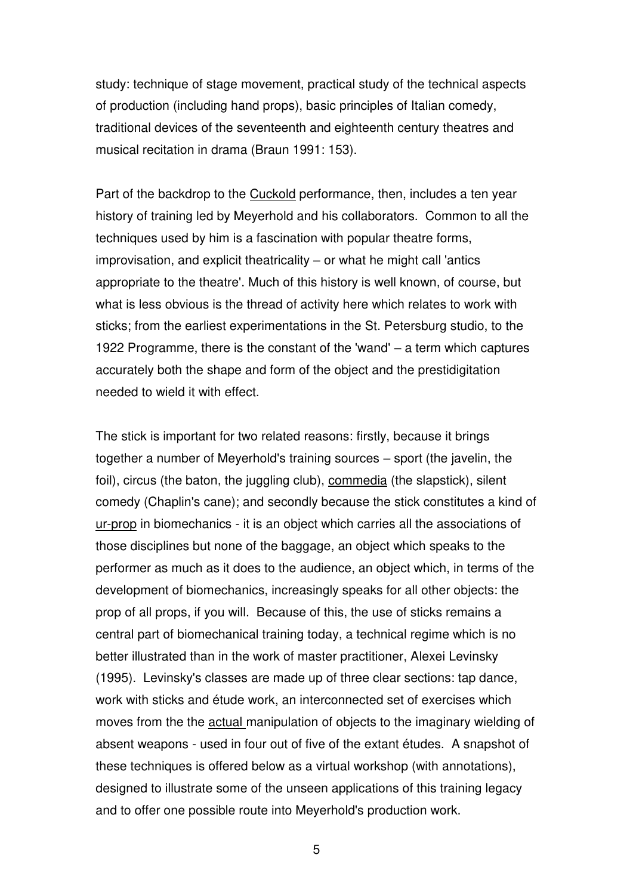study: technique of stage movement, practical study of the technical aspects of production (including hand props), basic principles of Italian comedy, traditional devices of the seventeenth and eighteenth century theatres and musical recitation in drama (Braun 1991: 153).

Part of the backdrop to the Cuckold performance, then, includes a ten year history of training led by Meyerhold and his collaborators. Common to all the techniques used by him is a fascination with popular theatre forms, improvisation, and explicit theatricality – or what he might call 'antics appropriate to the theatre'. Much of this history is well known, of course, but what is less obvious is the thread of activity here which relates to work with sticks; from the earliest experimentations in the St. Petersburg studio, to the 1922 Programme, there is the constant of the 'wand' – a term which captures accurately both the shape and form of the object and the prestidigitation needed to wield it with effect.

The stick is important for two related reasons: firstly, because it brings together a number of Meyerhold's training sources – sport (the javelin, the foil), circus (the baton, the juggling club), commedia (the slapstick), silent comedy (Chaplin's cane); and secondly because the stick constitutes a kind of ur-prop in biomechanics - it is an object which carries all the associations of those disciplines but none of the baggage, an object which speaks to the performer as much as it does to the audience, an object which, in terms of the development of biomechanics, increasingly speaks for all other objects: the prop of all props, if you will. Because of this, the use of sticks remains a central part of biomechanical training today, a technical regime which is no better illustrated than in the work of master practitioner, Alexei Levinsky (1995). Levinsky's classes are made up of three clear sections: tap dance, work with sticks and étude work, an interconnected set of exercises which moves from the the actual manipulation of objects to the imaginary wielding of absent weapons - used in four out of five of the extant études. A snapshot of these techniques is offered below as a virtual workshop (with annotations), designed to illustrate some of the unseen applications of this training legacy and to offer one possible route into Meyerhold's production work.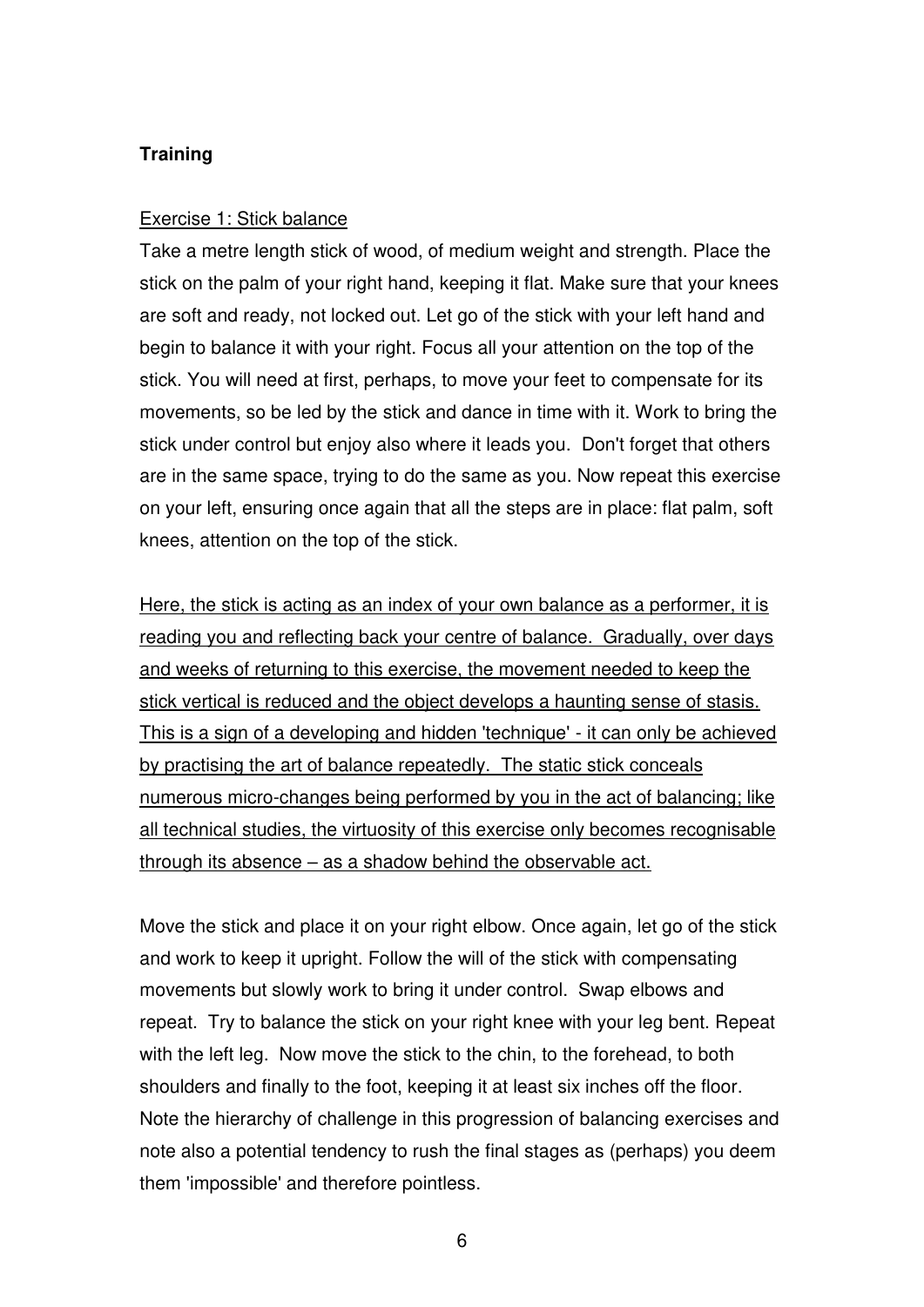**Training**

<u>Exercise 1: Stick balance</u>

Take a metre length stick of wood, of medium weight and strength. Place the stick on the palm of your right hand, keeping it flat. Make sure that your knees are soft and ready, not locked out. Let go of the stick with your left hand and begin to balance it with your right. Focus all your attention on the top of the stick. You will need at first, perhaps, to move your feet to compensate for its movements, so be led by the stick and dance in time with it. Work to bring the stick under control but enjoy also where it leads you. Don't forget that others are in the same space, trying to do the same as you. Now repeat this exercise on your left, ensuring once again that all the steps are in place: flat palm, soft knees, attention on the top of the stick.

<u>Here, the stick is acting as an index of your own balance as a performer, it is reading you and reflecting back your centre of balance. Gradually, over days and weeks of returning to this exercise, the movement needed to keep the stick vertical is reduced and the object develops a haunting sense of stasis. This is a sign of a developing and hidden 'technique' - it can only be achieved by practising the art of balance repeatedly. The static stick conceals numerous micro-changes being performed by you in the act of balancing; like all technical studies, the virtuosity of this exercise only becomes recognisable through its absence – as a shadow behind the observable act.</u>

Move the stick and place it on your right elbow. Once again, let go of the stick and work to keep it upright. Follow the will of the stick with compensating movements but slowly work to bring it under control. Swap elbows and repeat. Try to balance the stick on your right knee with your leg bent. Repeat with the left leg. Now move the stick to the chin, to the forehead, to both shoulders and finally to the foot, keeping it at least six inches off the floor. Note the hierarchy of challenge in this progression of balancing exercises and note also a potential tendency to rush the final stages as (perhaps) you deem them 'impossible' and therefore pointless.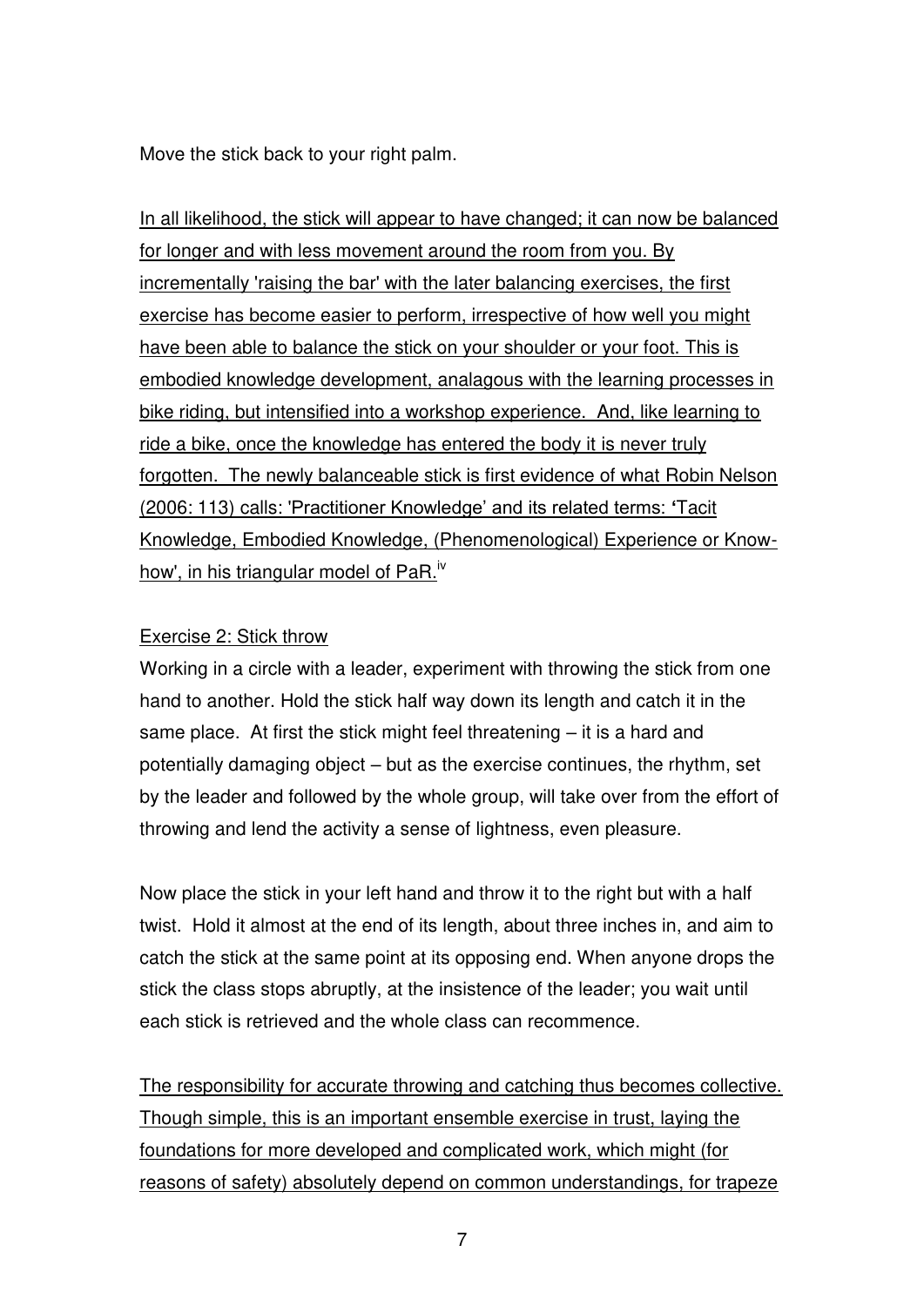Move the stick back to your right palm.

In all likelihood, the stick will appear to have changed; it can now be balanced for longer and with less movement around the room from you. By incrementally 'raising the bar' with the later balancing exercises, the first exercise has become easier to perform, irrespective of how well you might have been able to balance the stick on your shoulder or your foot. This is embodied knowledge development, analagous with the learning processes in bike riding, but intensified into a workshop experience. And, like learning to ride a bike, once the knowledge has entered the body it is never truly forgotten. The newly balanceable stick is first evidence of what Robin Nelson (2006: 113) calls: 'Practitioner Knowledge' and its related terms: 'Tacit Knowledge, Embodied Knowledge, (Phenomenological) Experience or Know-how', in his triangular model of PaR.[iv]

Exercise 2: Stick throw

Working in a circle with a leader, experiment with throwing the stick from one hand to another. Hold the stick half way down its length and catch it in the same place. At first the stick might feel threatening – it is a hard and potentially damaging object – but as the exercise continues, the rhythm, set by the leader and followed by the whole group, will take over from the effort of throwing and lend the activity a sense of lightness, even pleasure.

Now place the stick in your left hand and throw it to the right but with a half twist. Hold it almost at the end of its length, about three inches in, and aim to catch the stick at the same point at its opposing end. When anyone drops the stick the class stops abruptly, at the insistence of the leader; you wait until each stick is retrieved and the whole class can recommence.

The responsibility for accurate throwing and catching thus becomes collective. Though simple, this is an important ensemble exercise in trust, laying the foundations for more developed and complicated work, which might (for reasons of safety) absolutely depend on common understandings, for trapeze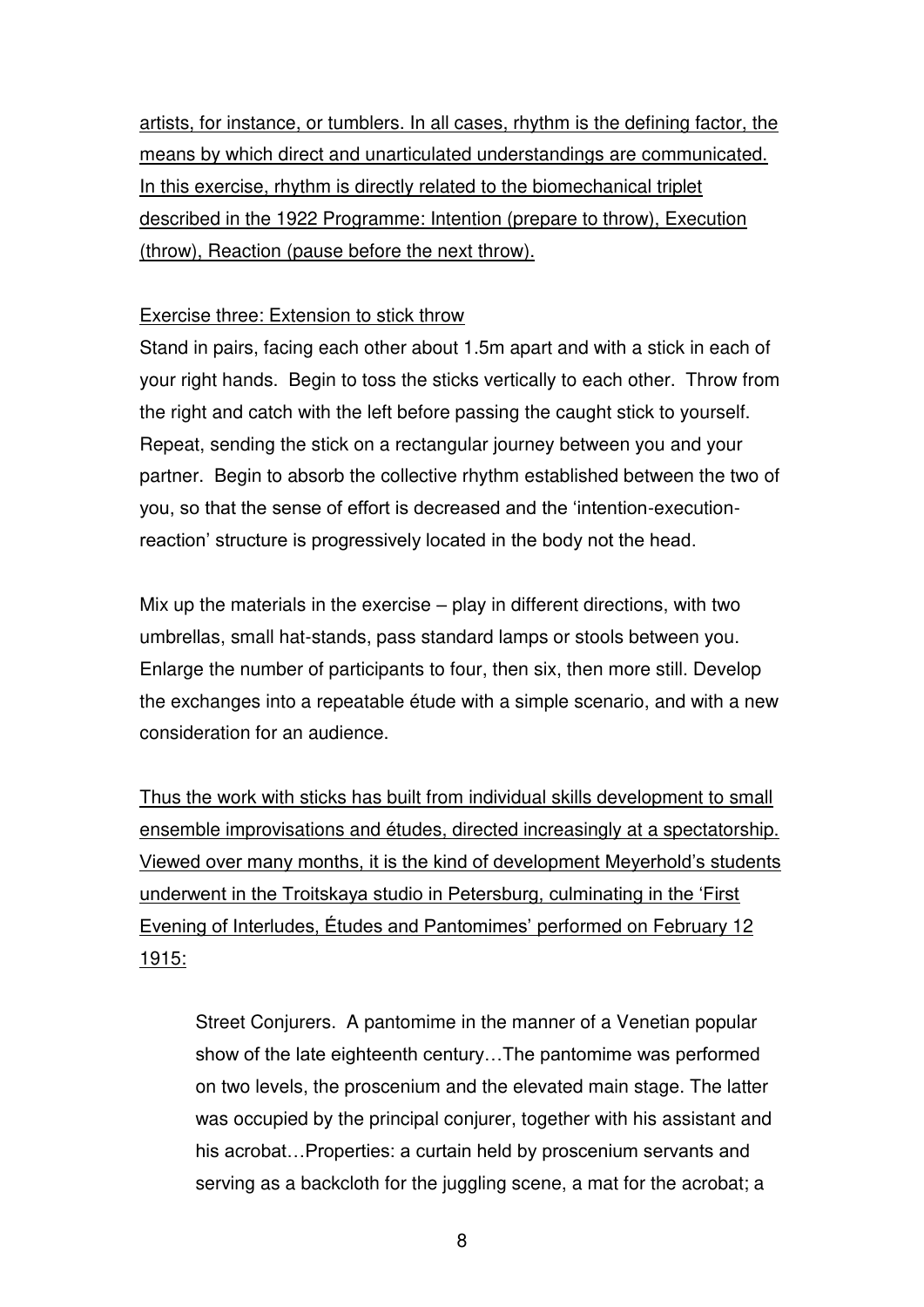<u>artists, for instance, or tumblers. In all cases, rhythm is the defining factor, the means by which direct and unarticulated understandings are communicated. In this exercise, rhythm is directly related to the biomechanical triplet described in the 1922 Programme: Intention (prepare to throw), Execution (throw), Reaction (pause before the next throw).</u>

<u>Exercise three: Extension to stick throw</u>

Stand in pairs, facing each other about 1.5m apart and with a stick in each of your right hands. Begin to toss the sticks vertically to each other. Throw from the right and catch with the left before passing the caught stick to yourself. Repeat, sending the stick on a rectangular journey between you and your partner. Begin to absorb the collective rhythm established between the two of you, so that the sense of effort is decreased and the 'intention-execution-reaction' structure is progressively located in the body not the head.

Mix up the materials in the exercise – play in different directions, with two umbrellas, small hat-stands, pass standard lamps or stools between you. Enlarge the number of participants to four, then six, then more still. Develop the exchanges into a repeatable étude with a simple scenario, and with a new consideration for an audience.

<u>Thus the work with sticks has built from individual skills development to small ensemble improvisations and études, directed increasingly at a spectatorship. Viewed over many months, it is the kind of development Meyerhold's students underwent in the Troitskaya studio in Petersburg, culminating in the 'First Evening of Interludes, Études and Pantomimes' performed on February 12 1915:</u>

> Street Conjurers. A pantomime in the manner of a Venetian popular show of the late eighteenth century…The pantomime was performed on two levels, the proscenium and the elevated main stage. The latter was occupied by the principal conjurer, together with his assistant and his acrobat…Properties: a curtain held by proscenium servants and serving as a backcloth for the juggling scene, a mat for the acrobat; a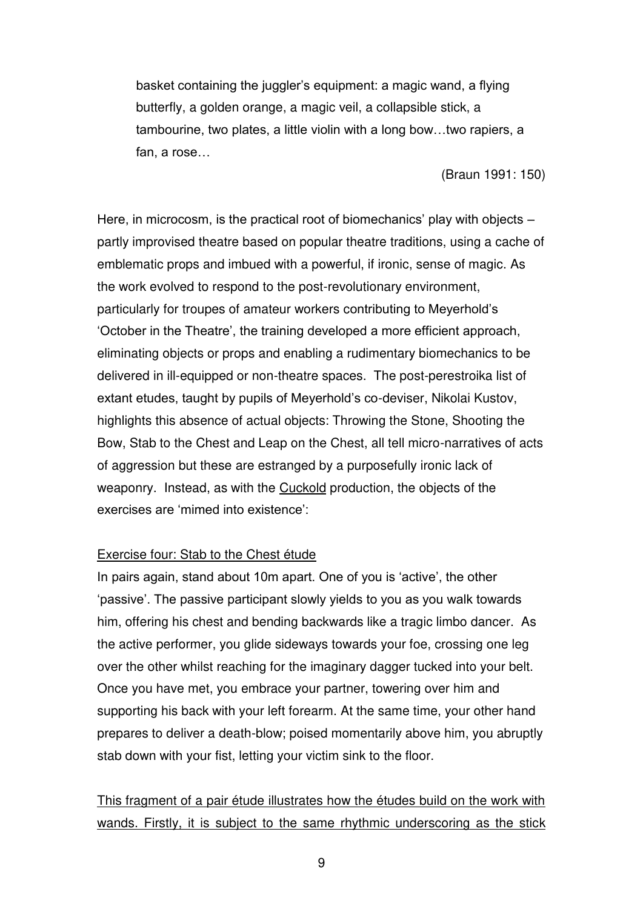> basket containing the juggler's equipment: a magic wand, a flying butterfly, a golden orange, a magic veil, a collapsible stick, a tambourine, two plates, a little violin with a long bow…two rapiers, a fan, a rose…
>
> (Braun 1991: 150)

Here, in microcosm, is the practical root of biomechanics' play with objects – partly improvised theatre based on popular theatre traditions, using a cache of emblematic props and imbued with a powerful, if ironic, sense of magic. As the work evolved to respond to the post-revolutionary environment, particularly for troupes of amateur workers contributing to Meyerhold's 'October in the Theatre', the training developed a more efficient approach, eliminating objects or props and enabling a rudimentary biomechanics to be delivered in ill-equipped or non-theatre spaces. The post-perestroika list of extant etudes, taught by pupils of Meyerhold's co-deviser, Nikolai Kustov, highlights this absence of actual objects: Throwing the Stone, Shooting the Bow, Stab to the Chest and Leap on the Chest, all tell micro-narratives of acts of aggression but these are estranged by a purposefully ironic lack of weaponry. Instead, as with the <u>Cuckold</u> production, the objects of the exercises are 'mimed into existence':

<u>Exercise four: Stab to the Chest étude</u>

In pairs again, stand about 10m apart. One of you is 'active', the other 'passive'. The passive participant slowly yields to you as you walk towards him, offering his chest and bending backwards like a tragic limbo dancer. As the active performer, you glide sideways towards your foe, crossing one leg over the other whilst reaching for the imaginary dagger tucked into your belt. Once you have met, you embrace your partner, towering over him and supporting his back with your left forearm. At the same time, your other hand prepares to deliver a death-blow; poised momentarily above him, you abruptly stab down with your fist, letting your victim sink to the floor.

<u>This fragment of a pair étude illustrates how the études build on the work with wands. Firstly, it is subject to the same rhythmic underscoring as the stick</u>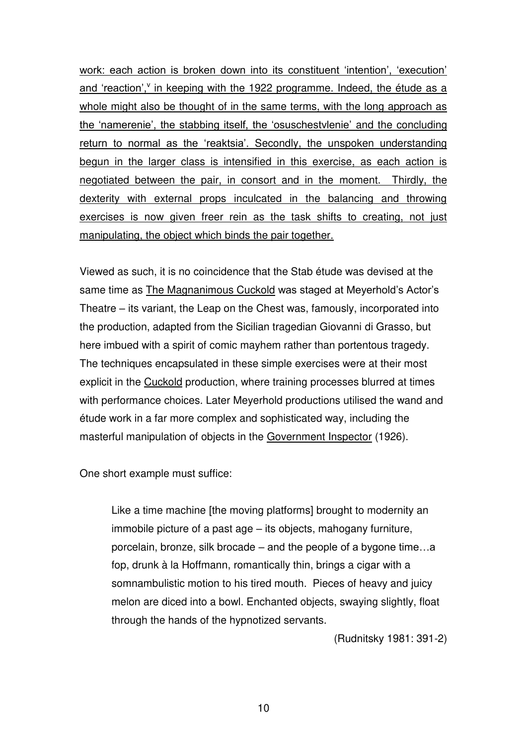work: each action is broken down into its constituent 'intention', 'execution' and 'reaction',[v] in keeping with the 1922 programme. Indeed, the étude as a whole might also be thought of in the same terms, with the long approach as the 'namerenie', the stabbing itself, the 'osuschestvlenie' and the concluding return to normal as the 'reaktsia'. Secondly, the unspoken understanding begun in the larger class is intensified in this exercise, as each action is negotiated between the pair, in consort and in the moment. Thirdly, the dexterity with external props inculcated in the balancing and throwing exercises is now given freer rein as the task shifts to creating, not just manipulating, the object which binds the pair together.

Viewed as such, it is no coincidence that the Stab étude was devised at the same time as The Magnanimous Cuckold was staged at Meyerhold's Actor's Theatre – its variant, the Leap on the Chest was, famously, incorporated into the production, adapted from the Sicilian tragedian Giovanni di Grasso, but here imbued with a spirit of comic mayhem rather than portentous tragedy. The techniques encapsulated in these simple exercises were at their most explicit in the Cuckold production, where training processes blurred at times with performance choices. Later Meyerhold productions utilised the wand and étude work in a far more complex and sophisticated way, including the masterful manipulation of objects in the Government Inspector (1926).

One short example must suffice:

> Like a time machine [the moving platforms] brought to modernity an immobile picture of a past age – its objects, mahogany furniture, porcelain, bronze, silk brocade – and the people of a bygone time…a fop, drunk à la Hoffmann, romantically thin, brings a cigar with a somnambulistic motion to his tired mouth. Pieces of heavy and juicy melon are diced into a bowl. Enchanted objects, swaying slightly, float through the hands of the hypnotized servants.
>
> (Rudnitsky 1981: 391-2)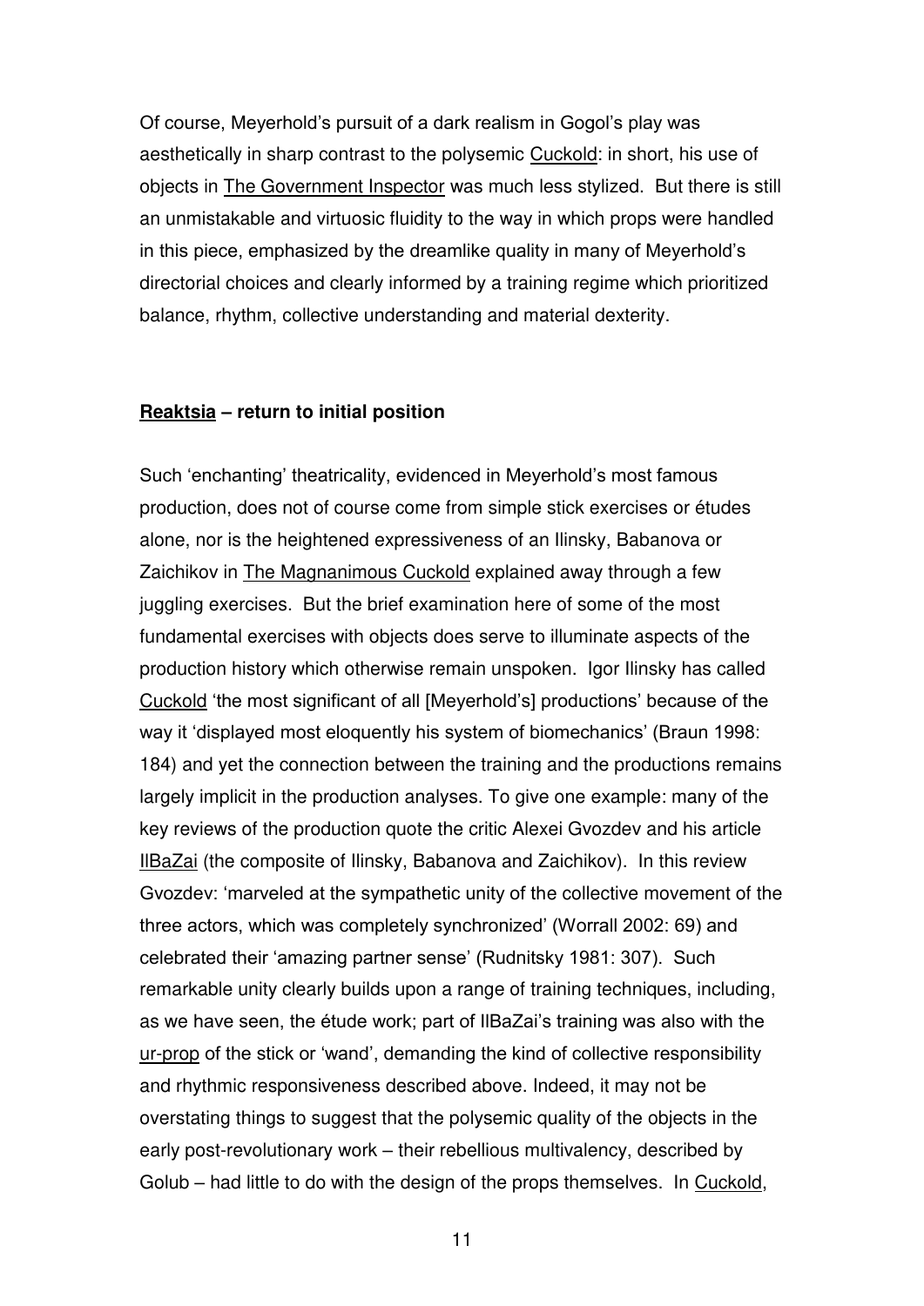Of course, Meyerhold's pursuit of a dark realism in Gogol's play was aesthetically in sharp contrast to the polysemic Cuckold: in short, his use of objects in The Government Inspector was much less stylized. But there is still an unmistakable and virtuosic fluidity to the way in which props were handled in this piece, emphasized by the dreamlike quality in many of Meyerhold's directorial choices and clearly informed by a training regime which prioritized balance, rhythm, collective understanding and material dexterity.

## **Reaktsia – return to initial position**

Such 'enchanting' theatricality, evidenced in Meyerhold's most famous production, does not of course come from simple stick exercises or études alone, nor is the heightened expressiveness of an Ilinsky, Babanova or Zaichikov in The Magnanimous Cuckold explained away through a few juggling exercises. But the brief examination here of some of the most fundamental exercises with objects does serve to illuminate aspects of the production history which otherwise remain unspoken. Igor Ilinsky has called Cuckold 'the most significant of all [Meyerhold's] productions' because of the way it 'displayed most eloquently his system of biomechanics' (Braun 1998: 184) and yet the connection between the training and the productions remains largely implicit in the production analyses. To give one example: many of the key reviews of the production quote the critic Alexei Gvozdev and his article IlBaZai (the composite of Ilinsky, Babanova and Zaichikov). In this review Gvozdev: 'marveled at the sympathetic unity of the collective movement of the three actors, which was completely synchronized' (Worrall 2002: 69) and celebrated their 'amazing partner sense' (Rudnitsky 1981: 307). Such remarkable unity clearly builds upon a range of training techniques, including, as we have seen, the étude work; part of IlBaZai's training was also with the ur-prop of the stick or 'wand', demanding the kind of collective responsibility and rhythmic responsiveness described above. Indeed, it may not be overstating things to suggest that the polysemic quality of the objects in the early post-revolutionary work – their rebellious multivalency, described by Golub – had little to do with the design of the props themselves. In Cuckold,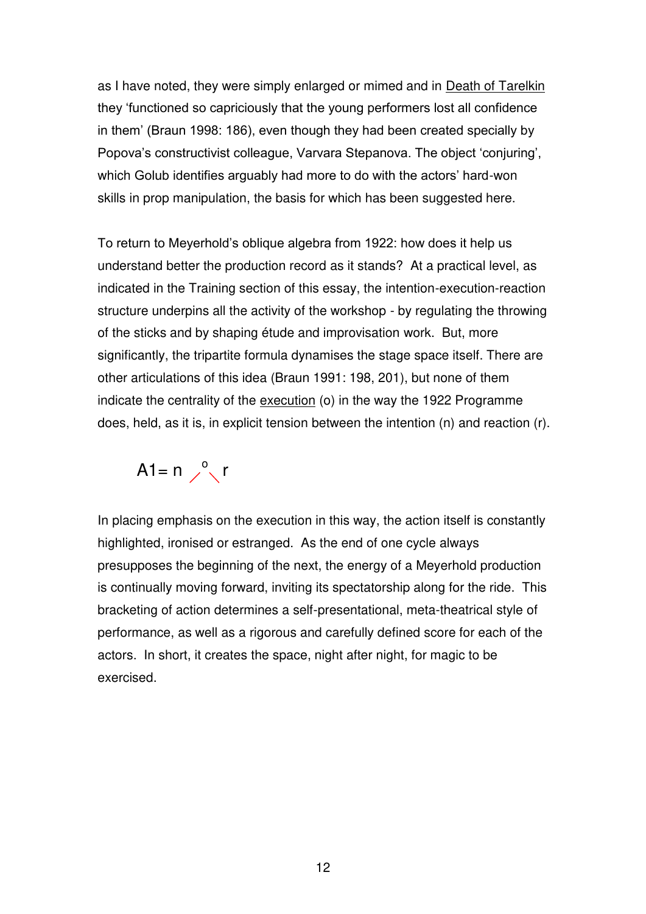as I have noted, they were simply enlarged or mimed and in Death of Tarelkin they 'functioned so capriciously that the young performers lost all confidence in them' (Braun 1998: 186), even though they had been created specially by Popova's constructivist colleague, Varvara Stepanova. The object 'conjuring', which Golub identifies arguably had more to do with the actors' hard-won skills in prop manipulation, the basis for which has been suggested here.

To return to Meyerhold's oblique algebra from 1922: how does it help us understand better the production record as it stands? At a practical level, as indicated in the Training section of this essay, the intention-execution-reaction structure underpins all the activity of the workshop - by regulating the throwing of the sticks and by shaping étude and improvisation work. But, more significantly, the tripartite formula dynamises the stage space itself. There are other articulations of this idea (Braun 1991: 198, 201), but none of them indicate the centrality of the execution (o) in the way the 1922 Programme does, held, as it is, in explicit tension between the intention (n) and reaction (r).

$$A1 = n \diagup^{o} \diagdown r$$

In placing emphasis on the execution in this way, the action itself is constantly highlighted, ironised or estranged. As the end of one cycle always presupposes the beginning of the next, the energy of a Meyerhold production is continually moving forward, inviting its spectatorship along for the ride. This bracketing of action determines a self-presentational, meta-theatrical style of performance, as well as a rigorous and carefully defined score for each of the actors. In short, it creates the space, night after night, for magic to be exercised.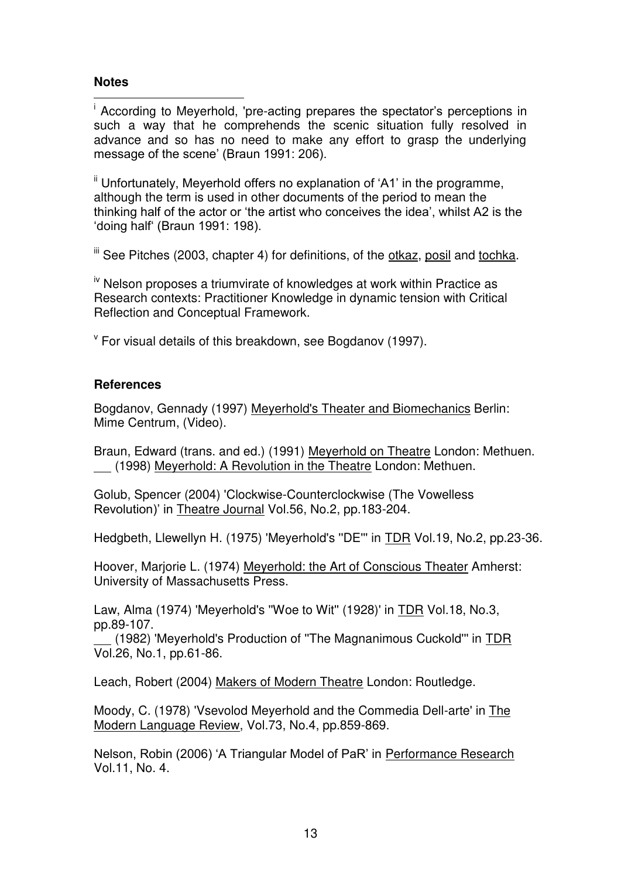**Notes**

[i] According to Meyerhold, 'pre-acting prepares the spectator's perceptions in such a way that he comprehends the scenic situation fully resolved in advance and so has no need to make any effort to grasp the underlying message of the scene' (Braun 1991: 206).

[ii] Unfortunately, Meyerhold offers no explanation of 'A1' in the programme, although the term is used in other documents of the period to mean the thinking half of the actor or 'the artist who conceives the idea', whilst A2 is the 'doing half' (Braun 1991: 198).

[iii] See Pitches (2003, chapter 4) for definitions, of the <u>otkaz</u>, <u>posil</u> and <u>tochka</u>.

[iv] Nelson proposes a triumvirate of knowledges at work within Practice as Research contexts: Practitioner Knowledge in dynamic tension with Critical Reflection and Conceptual Framework.

[v] For visual details of this breakdown, see Bogdanov (1997).

**References**

Bogdanov, Gennady (1997) <u>Meyerhold's Theater and Biomechanics</u> Berlin: Mime Centrum, (Video).

Braun, Edward (trans. and ed.) (1991) <u>Meyerhold on Theatre</u> London: Methuen.
___ (1998) <u>Meyerhold: A Revolution in the Theatre</u> London: Methuen.

Golub, Spencer (2004) 'Clockwise-Counterclockwise (The Vowelless Revolution)' in <u>Theatre Journal</u> Vol.56, No.2, pp.183-204.

Hedgbeth, Llewellyn H. (1975) 'Meyerhold's "DE"' in <u>TDR</u> Vol.19, No.2, pp.23-36.

Hoover, Marjorie L. (1974) <u>Meyerhold: the Art of Conscious Theater</u> Amherst: University of Massachusetts Press.

Law, Alma (1974) 'Meyerhold's "Woe to Wit" (1928)' in <u>TDR</u> Vol.18, No.3, pp.89-107.
___ (1982) 'Meyerhold's Production of "The Magnanimous Cuckold"' in <u>TDR</u> Vol.26, No.1, pp.61-86.

Leach, Robert (2004) <u>Makers of Modern Theatre</u> London: Routledge.

Moody, C. (1978) 'Vsevolod Meyerhold and the Commedia Dell-arte' in <u>The Modern Language Review</u>, Vol.73, No.4, pp.859-869.

Nelson, Robin (2006) 'A Triangular Model of PaR' in <u>Performance Research</u> Vol.11, No. 4.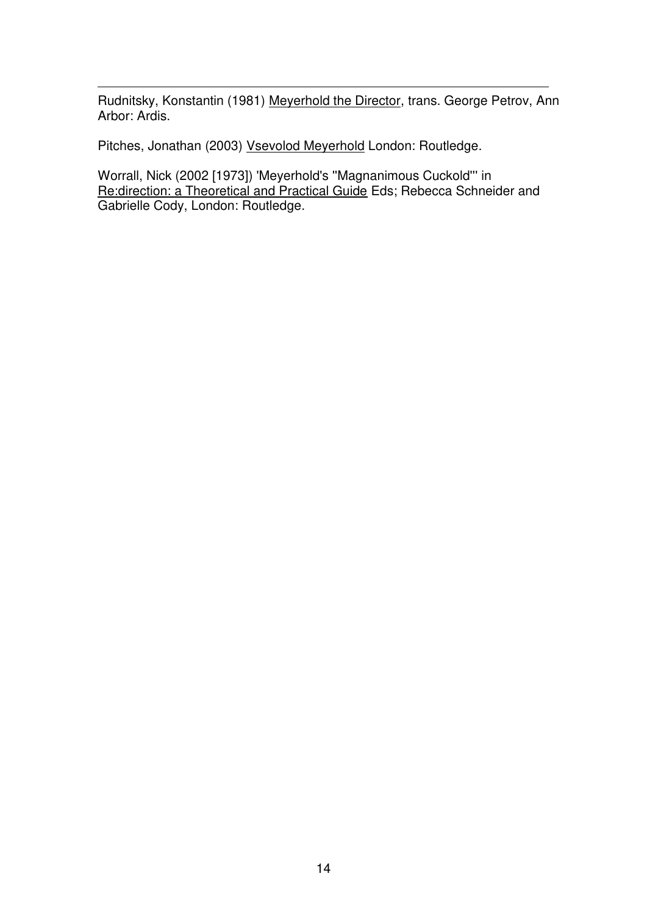Rudnitsky, Konstantin (1981) Meyerhold the Director, trans. George Petrov, Ann Arbor: Ardis.

Pitches, Jonathan (2003) Vsevolod Meyerhold London: Routledge.

Worrall, Nick (2002 [1973]) 'Meyerhold's "Magnanimous Cuckold"' in Re:direction: a Theoretical and Practical Guide Eds; Rebecca Schneider and Gabrielle Cody, London: Routledge.